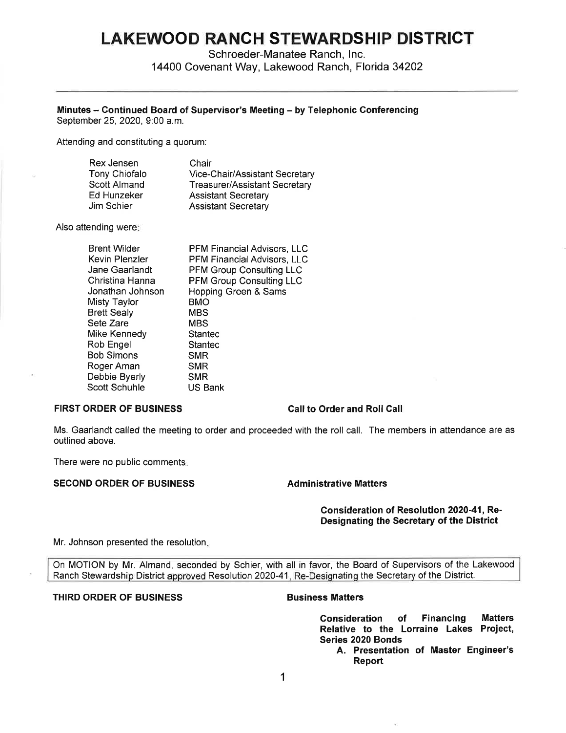# LAKEWOOD RANCH STEWARDSHIP DISTRICT

Schroeder-Manatee Ranch, Inc.
14400 Covenant Way, Lakewood Ranch, Florida 34202

---

**Minutes – Continued Board of Supervisor's Meeting – by Telephonic Conferencing**
September 25, 2020, 9:00 a.m.

Attending and constituting a quorum:

| | |
|---|---|
| Rex Jensen | Chair |
| Tony Chiofalo | Vice-Chair/Assistant Secretary |
| Scott Almand | Treasurer/Assistant Secretary |
| Ed Hunzeker | Assistant Secretary |
| Jim Schier | Assistant Secretary |

Also attending were:

| | |
|---|---|
| Brent Wilder | PFM Financial Advisors, LLC |
| Kevin Plenzler | PFM Financial Advisors, LLC |
| Jane Gaarlandt | PFM Group Consulting LLC |
| Christina Hanna | PFM Group Consulting LLC |
| Jonathan Johnson | Hopping Green & Sams |
| Misty Taylor | BMO |
| Brett Sealy | MBS |
| Sete Zare | MBS |
| Mike Kennedy | Stantec |
| Rob Engel | Stantec |
| Bob Simons | SMR |
| Roger Aman | SMR |
| Debbie Byerly | SMR |
| Scott Schuhle | US Bank |

**FIRST ORDER OF BUSINESS** — **Call to Order and Roll Call**

Ms. Gaarlandt called the meeting to order and proceeded with the roll call. The members in attendance are as outlined above.

There were no public comments.

**SECOND ORDER OF BUSINESS** — **Administrative Matters**

**Consideration of Resolution 2020-41, Re-Designating the Secretary of the District**

Mr. Johnson presented the resolution.

> On MOTION by Mr. Almand, seconded by Schier, with all in favor, the Board of Supervisors of the Lakewood Ranch Stewardship District approved Resolution 2020-41, Re-Designating the Secretary of the District.

**THIRD ORDER OF BUSINESS** — **Business Matters**

**Consideration of Financing Matters Relative to the Lorraine Lakes Project, Series 2020 Bonds**

**A. Presentation of Master Engineer's Report**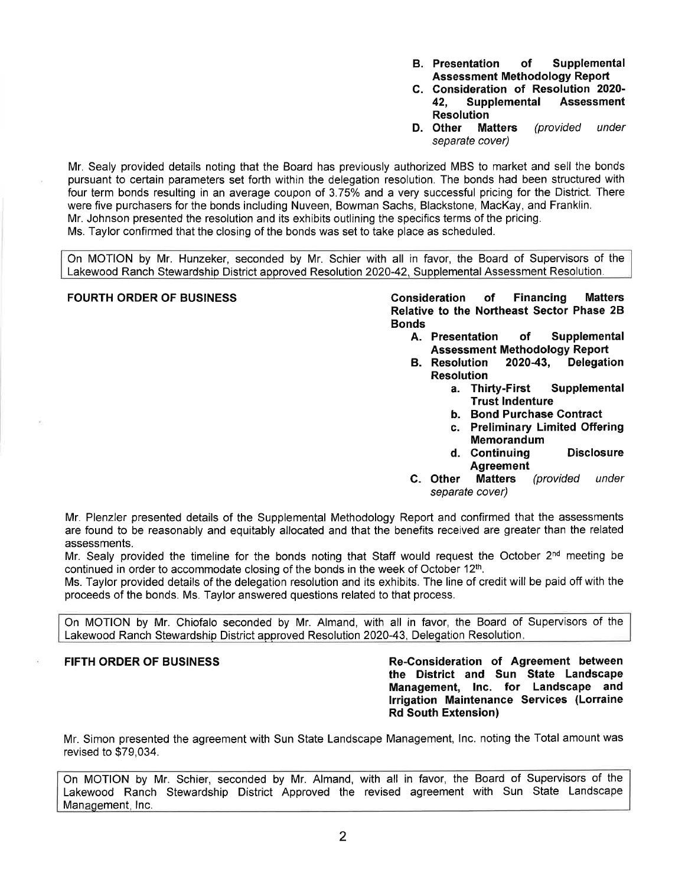- **B. Presentation of Supplemental Assessment Methodology Report**
- **C. Consideration of Resolution 2020-42, Supplemental Assessment Resolution**
- **D. Other Matters** *(provided under separate cover)*

Mr. Sealy provided details noting that the Board has previously authorized MBS to market and sell the bonds pursuant to certain parameters set forth within the delegation resolution. The bonds had been structured with four term bonds resulting in an average coupon of 3.75% and a very successful pricing for the District. There were five purchasers for the bonds including Nuveen, Bowman Sachs, Blackstone, MacKay, and Franklin.
Mr. Johnson presented the resolution and its exhibits outlining the specifics terms of the pricing.
Ms. Taylor confirmed that the closing of the bonds was set to take place as scheduled.

> On MOTION by Mr. Hunzeker, seconded by Mr. Schier with all in favor, the Board of Supervisors of the Lakewood Ranch Stewardship District approved Resolution 2020-42, Supplemental Assessment Resolution.

**FOURTH ORDER OF BUSINESS** — **Consideration of Financing Matters Relative to the Northeast Sector Phase 2B Bonds**

- **A. Presentation of Supplemental Assessment Methodology Report**
- **B. Resolution 2020-43, Delegation Resolution**
  - **a. Thirty-First Supplemental Trust Indenture**
  - **b. Bond Purchase Contract**
  - **c. Preliminary Limited Offering Memorandum**
  - **d. Continuing Disclosure Agreement**
- **C. Other Matters** *(provided under separate cover)*

Mr. Plenzler presented details of the Supplemental Methodology Report and confirmed that the assessments are found to be reasonably and equitably allocated and that the benefits received are greater than the related assessments.
Mr. Sealy provided the timeline for the bonds noting that Staff would request the October 2nd meeting be continued in order to accommodate closing of the bonds in the week of October 12th.
Ms. Taylor provided details of the delegation resolution and its exhibits. The line of credit will be paid off with the proceeds of the bonds. Ms. Taylor answered questions related to that process.

> On MOTION by Mr. Chiofalo seconded by Mr. Almand, with all in favor, the Board of Supervisors of the Lakewood Ranch Stewardship District approved Resolution 2020-43, Delegation Resolution.

**FIFTH ORDER OF BUSINESS** — **Re-Consideration of Agreement between the District and Sun State Landscape Management, Inc. for Landscape and Irrigation Maintenance Services (Lorraine Rd South Extension)**

Mr. Simon presented the agreement with Sun State Landscape Management, Inc. noting the Total amount was revised to $79,034.

> On MOTION by Mr. Schier, seconded by Mr. Almand, with all in favor, the Board of Supervisors of the Lakewood Ranch Stewardship District Approved the revised agreement with Sun State Landscape Management, Inc.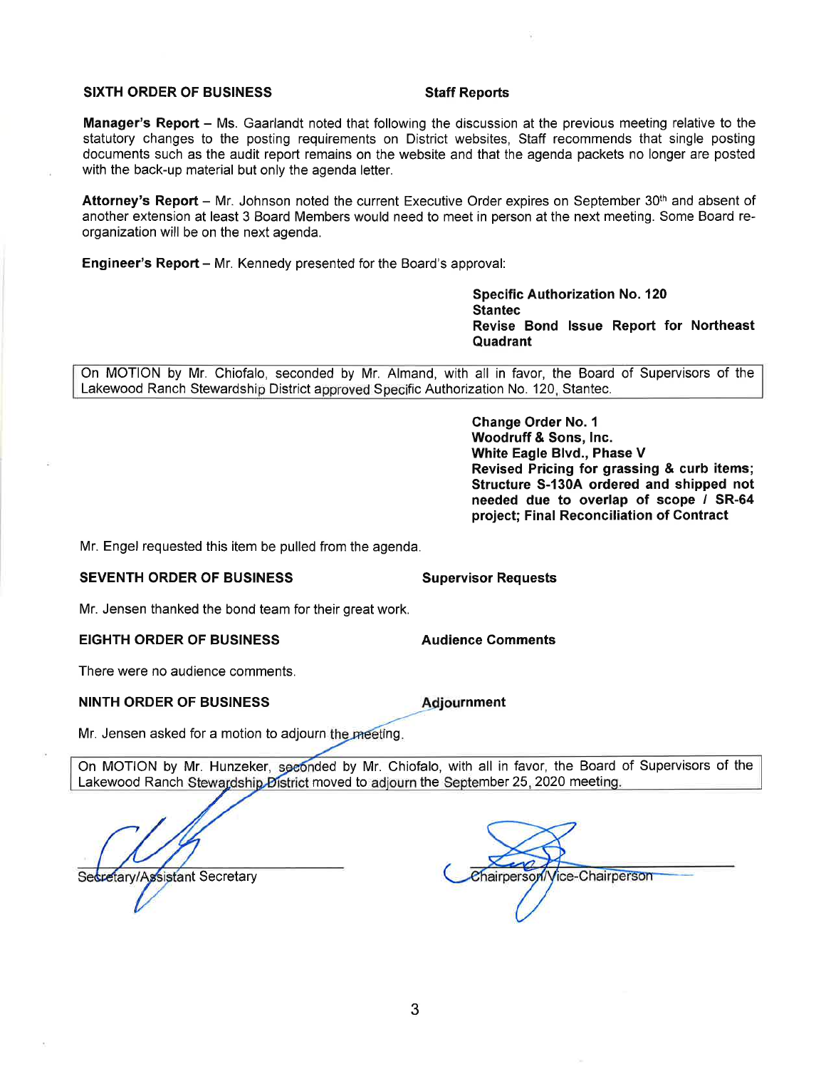**SIXTH ORDER OF BUSINESS** **Staff Reports**

**Manager's Report** – Ms. Gaarlandt noted that following the discussion at the previous meeting relative to the statutory changes to the posting requirements on District websites, Staff recommends that single posting documents such as the audit report remains on the website and that the agenda packets no longer are posted with the back-up material but only the agenda letter.

**Attorney's Report** – Mr. Johnson noted the current Executive Order expires on September 30th and absent of another extension at least 3 Board Members would need to meet in person at the next meeting. Some Board re-organization will be on the next agenda.

**Engineer's Report** – Mr. Kennedy presented for the Board's approval:

**Specific Authorization No. 120**
**Stantec**
**Revise Bond Issue Report for Northeast Quadrant**

On MOTION by Mr. Chiofalo, seconded by Mr. Almand, with all in favor, the Board of Supervisors of the Lakewood Ranch Stewardship District approved Specific Authorization No. 120, Stantec.

**Change Order No. 1**
**Woodruff & Sons, Inc.**
**White Eagle Blvd., Phase V**
**Revised Pricing for grassing & curb items; Structure S-130A ordered and shipped not needed due to overlap of scope / SR-64 project; Final Reconciliation of Contract**

Mr. Engel requested this item be pulled from the agenda.

**SEVENTH ORDER OF BUSINESS** **Supervisor Requests**

Mr. Jensen thanked the bond team for their great work.

**EIGHTH ORDER OF BUSINESS** **Audience Comments**

There were no audience comments.

**NINTH ORDER OF BUSINESS** **Adjournment**

Mr. Jensen asked for a motion to adjourn the meeting.

On MOTION by Mr. Hunzeker, seconded by Mr. Chiofalo, with all in favor, the Board of Supervisors of the Lakewood Ranch Stewardship District moved to adjourn the September 25, 2020 meeting.

Secretary/Assistant Secretary

Chairperson/Vice-Chairperson